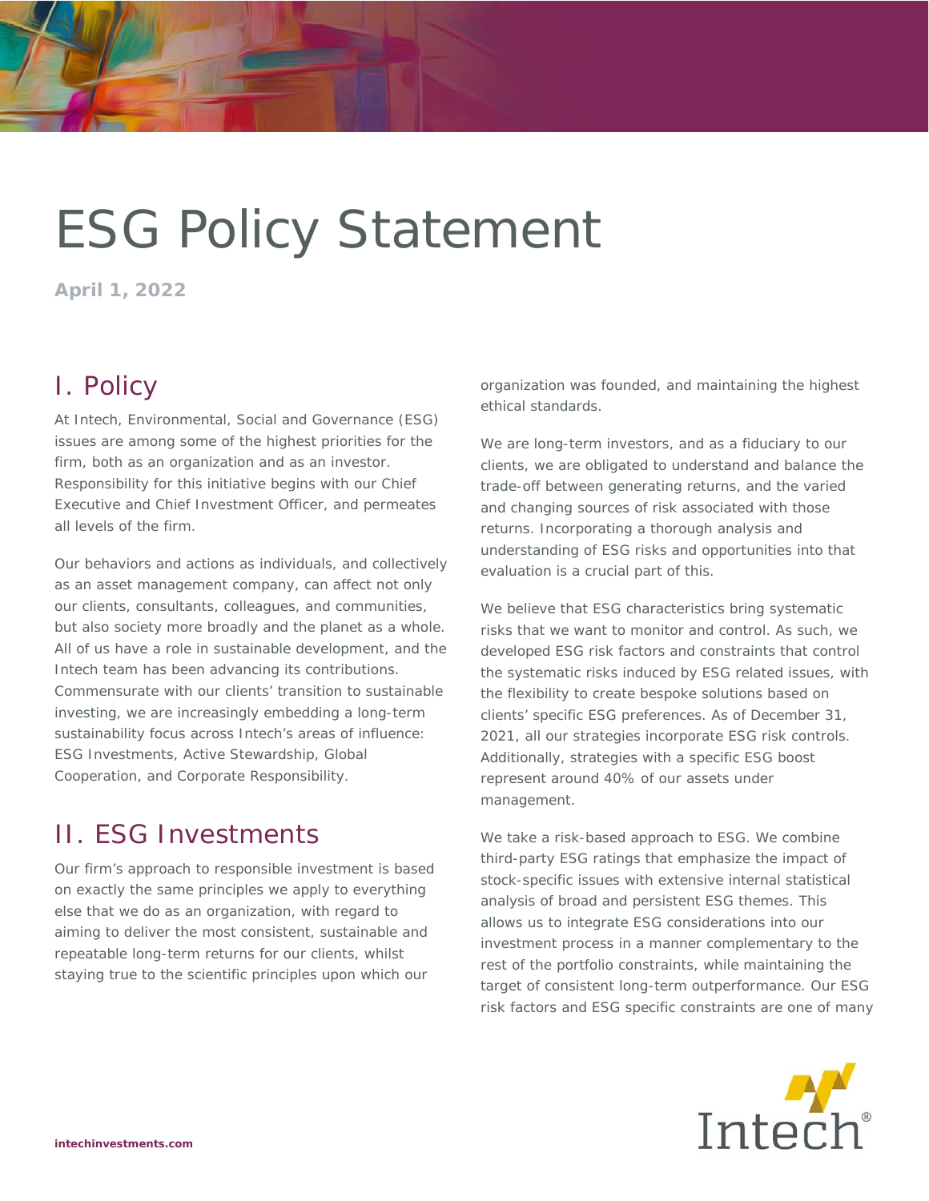# ESG Policy Statement

**April 1, 2022**

## I. Policy

At Intech, Environmental, Social and Governance (ESG) issues are among some of the highest priorities for the firm, both as an organization and as an investor. Responsibility for this initiative begins with our Chief Executive and Chief Investment Officer, and permeates all levels of the firm.

Our behaviors and actions as individuals, and collectively as an asset management company, can affect not only our clients, consultants, colleagues, and communities, but also society more broadly and the planet as a whole. All of us have a role in sustainable development, and the Intech team has been advancing its contributions. Commensurate with our clients' transition to sustainable investing, we are increasingly embedding a long-term sustainability focus across Intech's areas of influence: ESG Investments, Active Stewardship, Global Cooperation, and Corporate Responsibility.

## II. ESG Investments

Our firm's approach to responsible investment is based on exactly the same principles we apply to everything else that we do as an organization, with regard to aiming to deliver the most consistent, sustainable and repeatable long-term returns for our clients, whilst staying true to the scientific principles upon which our organization was founded, and maintaining the highest ethical standards.

We are long-term investors, and as a fiduciary to our clients, we are obligated to understand and balance the trade-off between generating returns, and the varied and changing sources of risk associated with those returns. Incorporating a thorough analysis and understanding of ESG risks and opportunities into that evaluation is a crucial part of this.

We believe that ESG characteristics bring systematic risks that we want to monitor and control. As such, we developed ESG risk factors and constraints that control the systematic risks induced by ESG related issues, with the flexibility to create bespoke solutions based on clients' specific ESG preferences. As of December 31, 2021, all our strategies incorporate ESG risk controls. Additionally, strategies with a specific ESG boost represent around 40% of our assets under management.

We take a risk-based approach to ESG. We combine third-party ESG ratings that emphasize the impact of stock-specific issues with extensive internal statistical analysis of broad and persistent ESG themes. This allows us to integrate ESG considerations into our investment process in a manner complementary to the rest of the portfolio constraints, while maintaining the target of consistent long-term outperformance. Our ESG risk factors and ESG specific constraints are one of many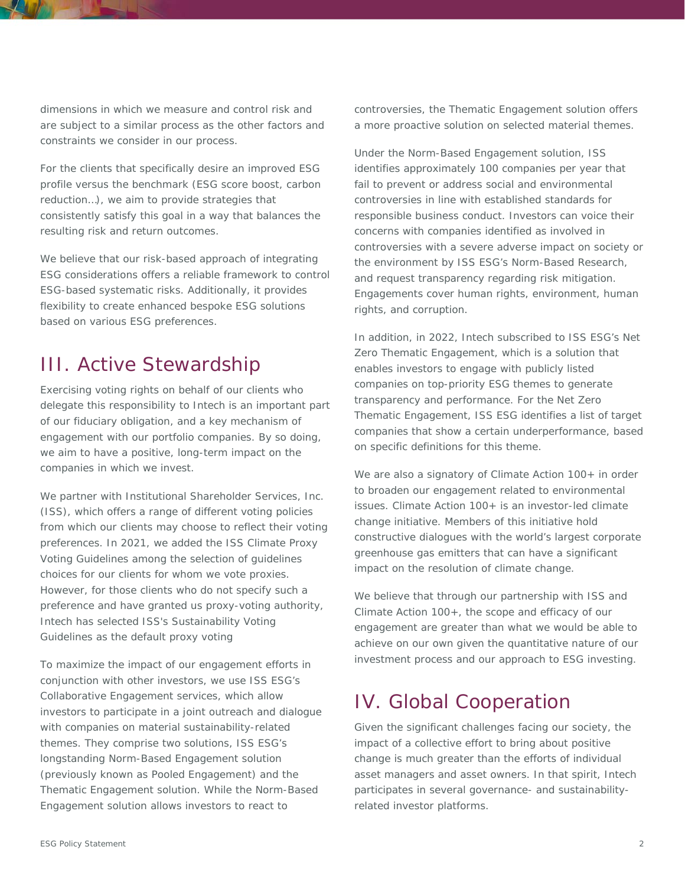dimensions in which we measure and control risk and are subject to a similar process as the other factors and constraints we consider in our process.

For the clients that specifically desire an improved ESG profile versus the benchmark (ESG score boost, carbon reduction…), we aim to provide strategies that consistently satisfy this goal in a way that balances the resulting risk and return outcomes.

We believe that our risk-based approach of integrating ESG considerations offers a reliable framework to control ESG-based systematic risks. Additionally, it provides flexibility to create enhanced bespoke ESG solutions based on various ESG preferences.

## III. Active Stewardship

Exercising voting rights on behalf of our clients who delegate this responsibility to Intech is an important part of our fiduciary obligation, and a key mechanism of engagement with our portfolio companies. By so doing, we aim to have a positive, long-term impact on the companies in which we invest.

We partner with Institutional Shareholder Services, Inc. (ISS), which offers a range of different voting policies from which our clients may choose to reflect their voting preferences. In 2021, we added the ISS Climate Proxy Voting Guidelines among the selection of guidelines choices for our clients for whom we vote proxies. However, for those clients who do not specify such a preference and have granted us proxy-voting authority, Intech has selected ISS's Sustainability Voting Guidelines as the default proxy voting

To maximize the impact of our engagement efforts in conjunction with other investors, we use ISS ESG's Collaborative Engagement services, which allow investors to participate in a joint outreach and dialogue with companies on material sustainability-related themes. They comprise two solutions, ISS ESG's longstanding Norm-Based Engagement solution (previously known as Pooled Engagement) and the Thematic Engagement solution. While the Norm-Based Engagement solution allows investors to react to controversies, the Thematic Engagement solution offers a more proactive solution on selected material themes.

Under the Norm-Based Engagement solution, ISS identifies approximately 100 companies per year that fail to prevent or address social and environmental controversies in line with established standards for responsible business conduct. Investors can voice their concerns with companies identified as involved in controversies with a severe adverse impact on society or the environment by ISS ESG's Norm-Based Research, and request transparency regarding risk mitigation. Engagements cover human rights, environment, human rights, and corruption.

In addition, in 2022, Intech subscribed to ISS ESG's Net Zero Thematic Engagement, which is a solution that enables investors to engage with publicly listed companies on top-priority ESG themes to generate transparency and performance. For the Net Zero Thematic Engagement, ISS ESG identifies a list of target companies that show a certain underperformance, based on specific definitions for this theme.

We are also a signatory of Climate Action 100+ in order to broaden our engagement related to environmental issues. Climate Action 100+ is an investor-led climate change initiative. Members of this initiative hold constructive dialogues with the world's largest corporate greenhouse gas emitters that can have a significant impact on the resolution of climate change.

We believe that through our partnership with ISS and Climate Action 100+, the scope and efficacy of our engagement are greater than what we would be able to achieve on our own given the quantitative nature of our investment process and our approach to ESG investing.

## IV. Global Cooperation

Given the significant challenges facing our society, the impact of a collective effort to bring about positive change is much greater than the efforts of individual asset managers and asset owners. In that spirit, Intech participates in several governance- and sustainability-related investor platforms.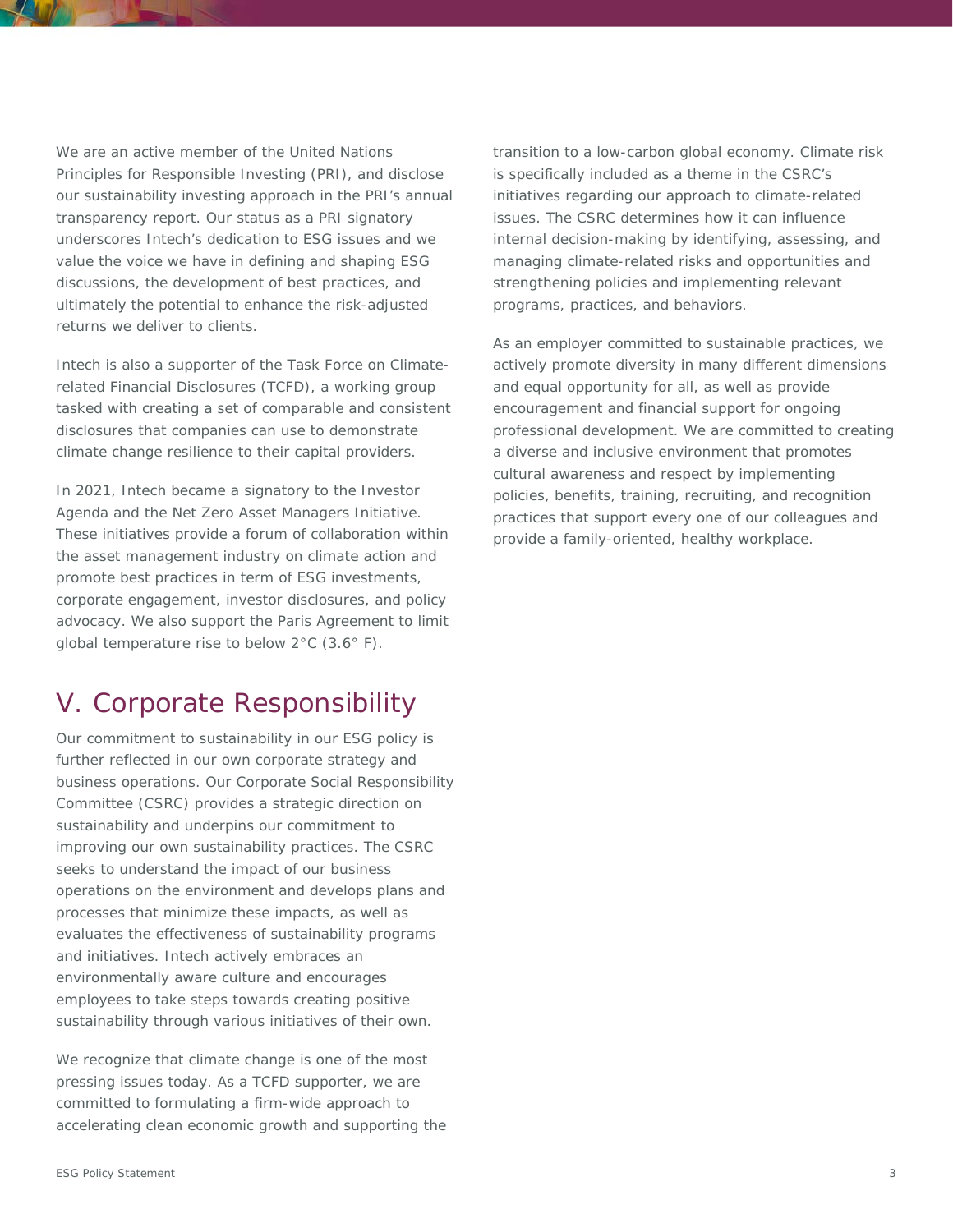We are an active member of the United Nations Principles for Responsible Investing (PRI), and disclose our sustainability investing approach in the PRI's annual transparency report. Our status as a PRI signatory underscores Intech's dedication to ESG issues and we value the voice we have in defining and shaping ESG discussions, the development of best practices, and ultimately the potential to enhance the risk-adjusted returns we deliver to clients.

Intech is also a supporter of the Task Force on Climate-related Financial Disclosures (TCFD), a working group tasked with creating a set of comparable and consistent disclosures that companies can use to demonstrate climate change resilience to their capital providers.

In 2021, Intech became a signatory to the Investor Agenda and the Net Zero Asset Managers Initiative. These initiatives provide a forum of collaboration within the asset management industry on climate action and promote best practices in term of ESG investments, corporate engagement, investor disclosures, and policy advocacy. We also support the Paris Agreement to limit global temperature rise to below 2°C (3.6° F).

## V. Corporate Responsibility

Our commitment to sustainability in our ESG policy is further reflected in our own corporate strategy and business operations. Our Corporate Social Responsibility Committee (CSRC) provides a strategic direction on sustainability and underpins our commitment to improving our own sustainability practices. The CSRC seeks to understand the impact of our business operations on the environment and develops plans and processes that minimize these impacts, as well as evaluates the effectiveness of sustainability programs and initiatives. Intech actively embraces an environmentally aware culture and encourages employees to take steps towards creating positive sustainability through various initiatives of their own.

We recognize that climate change is one of the most pressing issues today. As a TCFD supporter, we are committed to formulating a firm-wide approach to accelerating clean economic growth and supporting the transition to a low-carbon global economy. Climate risk is specifically included as a theme in the CSRC's initiatives regarding our approach to climate-related issues. The CSRC determines how it can influence internal decision-making by identifying, assessing, and managing climate-related risks and opportunities and strengthening policies and implementing relevant programs, practices, and behaviors.

As an employer committed to sustainable practices, we actively promote diversity in many different dimensions and equal opportunity for all, as well as provide encouragement and financial support for ongoing professional development. We are committed to creating a diverse and inclusive environment that promotes cultural awareness and respect by implementing policies, benefits, training, recruiting, and recognition practices that support every one of our colleagues and provide a family-oriented, healthy workplace.